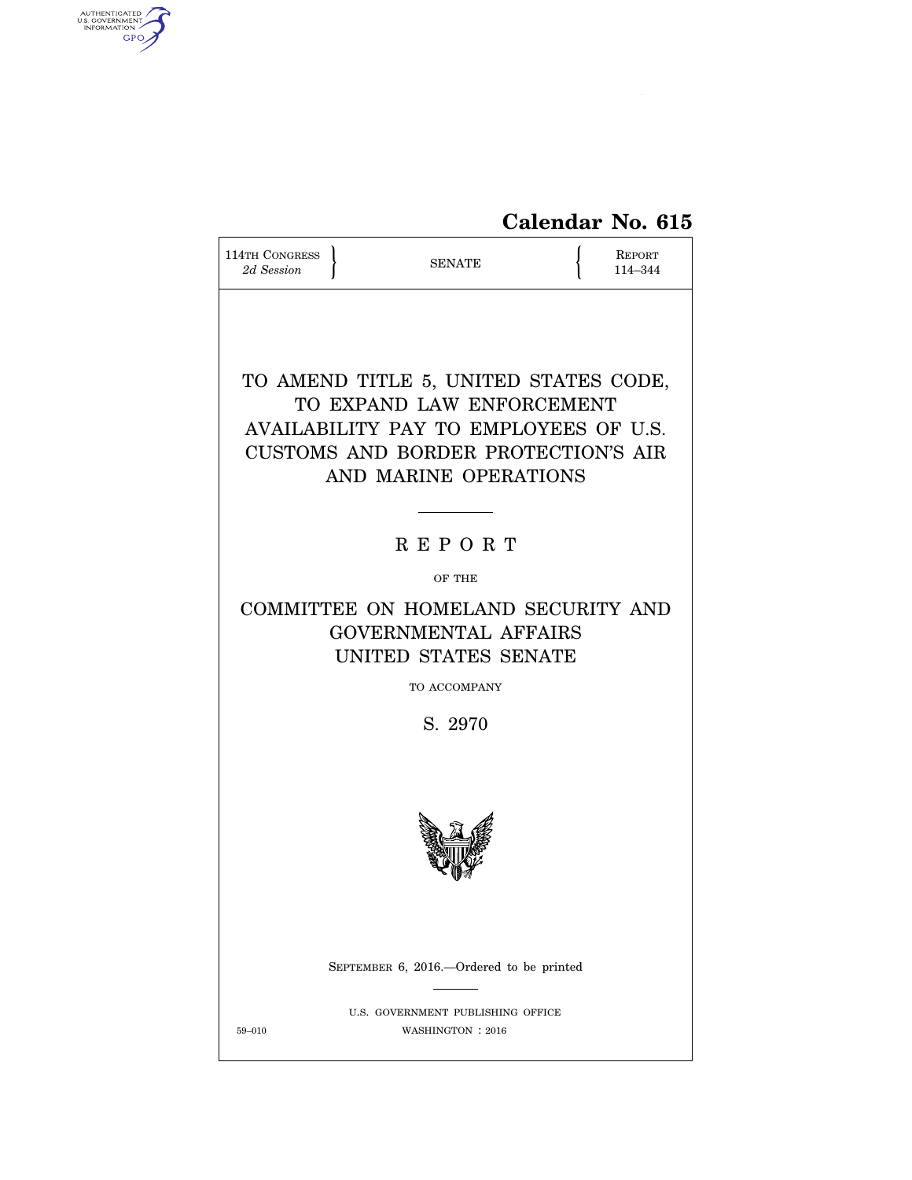**Calendar No. 615**

114TH CONGRESS
*2d Session*

SENATE

REPORT
114–344

# TO AMEND TITLE 5, UNITED STATES CODE, TO EXPAND LAW ENFORCEMENT AVAILABILITY PAY TO EMPLOYEES OF U.S. CUSTOMS AND BORDER PROTECTION'S AIR AND MARINE OPERATIONS

---

R E P O R T

OF THE

## COMMITTEE ON HOMELAND SECURITY AND GOVERNMENTAL AFFAIRS UNITED STATES SENATE

TO ACCOMPANY

S. 2970

SEPTEMBER 6, 2016.—Ordered to be printed

---

U.S. GOVERNMENT PUBLISHING OFFICE

59–010 WASHINGTON : 2016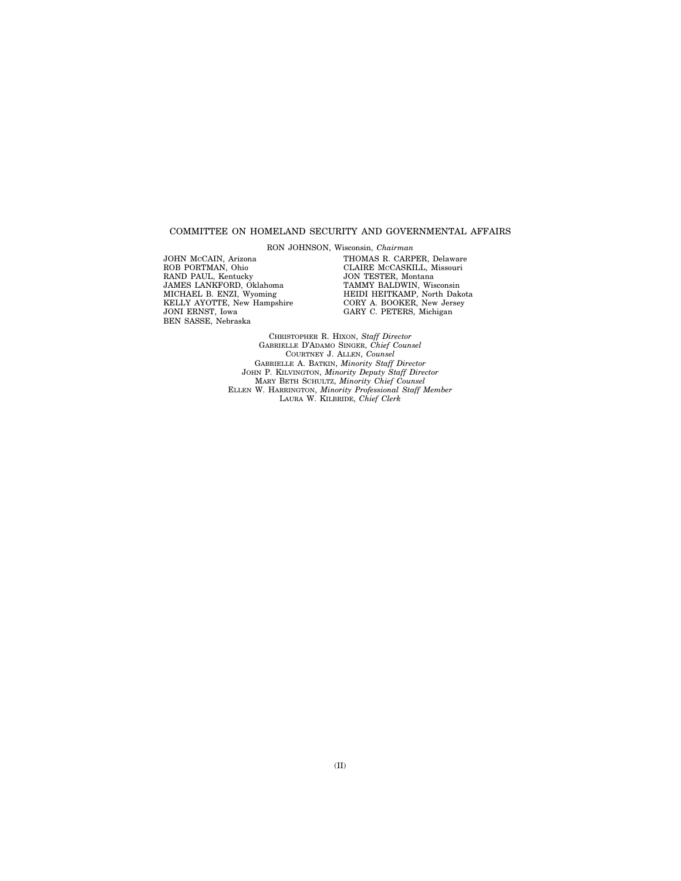COMMITTEE ON HOMELAND SECURITY AND GOVERNMENTAL AFFAIRS

RON JOHNSON, Wisconsin, *Chairman*

JOHN McCAIN, Arizona
ROB PORTMAN, Ohio
RAND PAUL, Kentucky
JAMES LANKFORD, Oklahoma
MICHAEL B. ENZI, Wyoming
KELLY AYOTTE, New Hampshire
JONI ERNST, Iowa
BEN SASSE, Nebraska

THOMAS R. CARPER, Delaware
CLAIRE McCASKILL, Missouri
JON TESTER, Montana
TAMMY BALDWIN, Wisconsin
HEIDI HEITKAMP, North Dakota
CORY A. BOOKER, New Jersey
GARY C. PETERS, Michigan

CHRISTOPHER R. HIXON, *Staff Director*
GABRIELLE D'ADAMO SINGER, *Chief Counsel*
COURTNEY J. ALLEN, *Counsel*
GABRIELLE A. BATKIN, *Minority Staff Director*
JOHN P. KILVINGTON, *Minority Deputy Staff Director*
MARY BETH SCHULTZ, *Minority Chief Counsel*
ELLEN W. HARRINGTON, *Minority Professional Staff Member*
LAURA W. KILBRIDE, *Chief Clerk*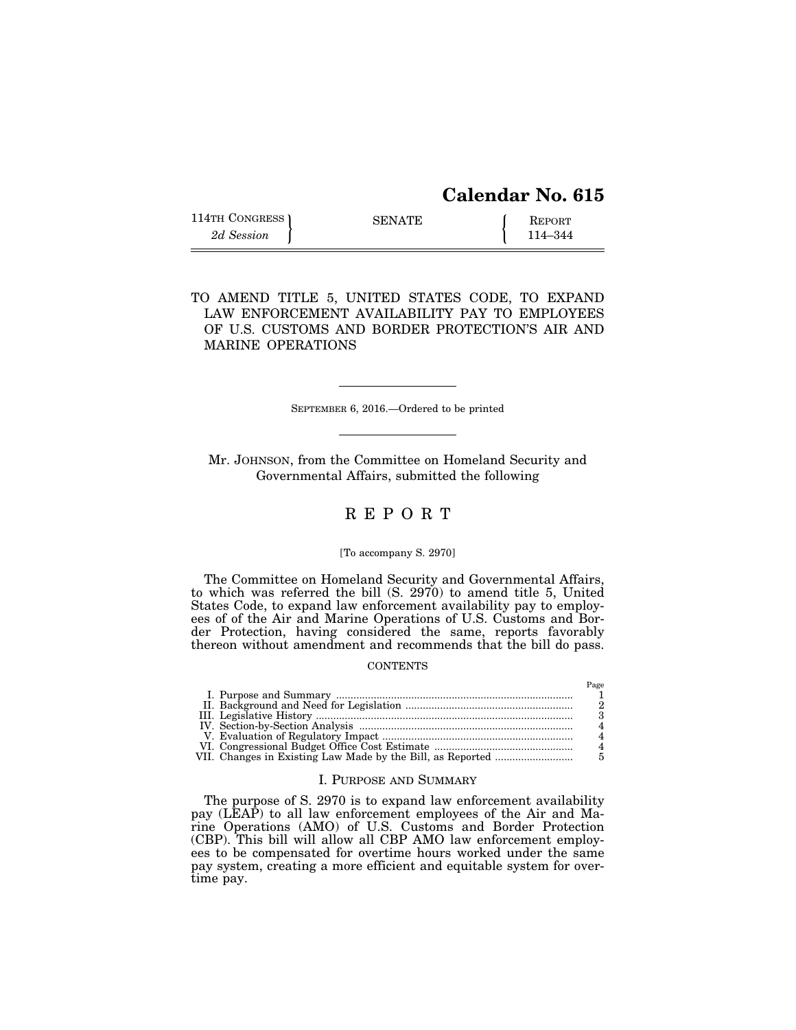# Calendar No. 615

114TH CONGRESS
2d Session

SENATE

REPORT
114–344

## TO AMEND TITLE 5, UNITED STATES CODE, TO EXPAND LAW ENFORCEMENT AVAILABILITY PAY TO EMPLOYEES OF U.S. CUSTOMS AND BORDER PROTECTION'S AIR AND MARINE OPERATIONS

---

SEPTEMBER 6, 2016.—Ordered to be printed

---

Mr. JOHNSON, from the Committee on Homeland Security and Governmental Affairs, submitted the following

## R E P O R T

[To accompany S. 2970]

The Committee on Homeland Security and Governmental Affairs, to which was referred the bill (S. 2970) to amend title 5, United States Code, to expand law enforcement availability pay to employees of of the Air and Marine Operations of U.S. Customs and Border Protection, having considered the same, reports favorably thereon without amendment and recommends that the bill do pass.

CONTENTS

| | Page |
|---|---|
| I. Purpose and Summary | 1 |
| II. Background and Need for Legislation | 2 |
| III. Legislative History | 3 |
| IV. Section-by-Section Analysis | 4 |
| V. Evaluation of Regulatory Impact | 4 |
| VI. Congressional Budget Office Cost Estimate | 4 |
| VII. Changes in Existing Law Made by the Bill, as Reported | 5 |

### I. PURPOSE AND SUMMARY

The purpose of S. 2970 is to expand law enforcement availability pay (LEAP) to all law enforcement employees of the Air and Marine Operations (AMO) of U.S. Customs and Border Protection (CBP). This bill will allow all CBP AMO law enforcement employees to be compensated for overtime hours worked under the same pay system, creating a more efficient and equitable system for overtime pay.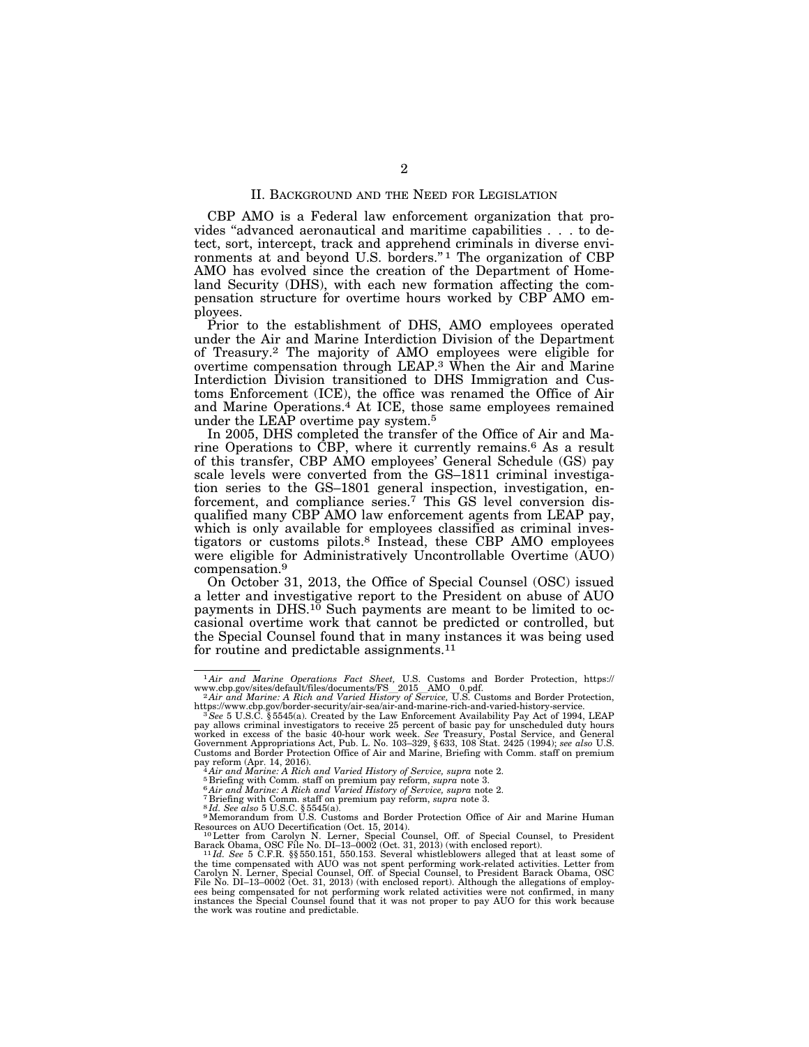## II. Background and the Need for Legislation

CBP AMO is a Federal law enforcement organization that provides "advanced aeronautical and maritime capabilities . . . to detect, sort, intercept, track and apprehend criminals in diverse environments at and beyond U.S. borders."[1] The organization of CBP AMO has evolved since the creation of the Department of Homeland Security (DHS), with each new formation affecting the compensation structure for overtime hours worked by CBP AMO employees.

Prior to the establishment of DHS, AMO employees operated under the Air and Marine Interdiction Division of the Department of Treasury.[2] The majority of AMO employees were eligible for overtime compensation through LEAP.[3] When the Air and Marine Interdiction Division transitioned to DHS Immigration and Customs Enforcement (ICE), the office was renamed the Office of Air and Marine Operations.[4] At ICE, those same employees remained under the LEAP overtime pay system.[5]

In 2005, DHS completed the transfer of the Office of Air and Marine Operations to CBP, where it currently remains.[6] As a result of this transfer, CBP AMO employees' General Schedule (GS) pay scale levels were converted from the GS–1811 criminal investigation series to the GS–1801 general inspection, investigation, enforcement, and compliance series.[7] This GS level conversion disqualified many CBP AMO law enforcement agents from LEAP pay, which is only available for employees classified as criminal investigators or customs pilots.[8] Instead, these CBP AMO employees were eligible for Administratively Uncontrollable Overtime (AUO) compensation.[9]

On October 31, 2013, the Office of Special Counsel (OSC) issued a letter and investigative report to the President on abuse of AUO payments in DHS.[10] Such payments are meant to be limited to occasional overtime work that cannot be predicted or controlled, but the Special Counsel found that in many instances it was being used for routine and predictable assignments.[11]

---

[1] *Air and Marine Operations Fact Sheet,* U.S. Customs and Border Protection, https://www.cbp.gov/sites/default/files/documents/FS_2015_AMO_0.pdf.

[2] *Air and Marine: A Rich and Varied History of Service,* U.S. Customs and Border Protection, https://www.cbp.gov/border-security/air-sea/air-and-marine-rich-and-varied-history-service.

[3] *See* 5 U.S.C. § 5545(a). Created by the Law Enforcement Availability Pay Act of 1994, LEAP pay allows criminal investigators to receive 25 percent of basic pay for unscheduled duty hours worked in excess of the basic 40-hour work week. *See* Treasury, Postal Service, and General Government Appropriations Act, Pub. L. No. 103–329, § 633, 108 Stat. 2425 (1994); *see also* U.S. Customs and Border Protection Office of Air and Marine, Briefing with Comm. staff on premium pay reform (Apr. 14, 2016).

[4] *Air and Marine: A Rich and Varied History of Service, supra* note 2.

[5] Briefing with Comm. staff on premium pay reform, *supra* note 3.

[6] *Air and Marine: A Rich and Varied History of Service, supra* note 2.

[7] Briefing with Comm. staff on premium pay reform, *supra* note 3.

[8] *Id. See also* 5 U.S.C. § 5545(a).

[9] Memorandum from U.S. Customs and Border Protection Office of Air and Marine Human Resources on AUO Decertification (Oct. 15, 2014).

[10] Letter from Carolyn N. Lerner, Special Counsel, Off. of Special Counsel, to President Barack Obama, OSC File No. DI–13–0002 (Oct. 31, 2013) (with enclosed report).

[11] *Id. See* 5 C.F.R. §§ 550.151, 550.153. Several whistleblowers alleged that at least some of the time compensated with AUO was not spent performing work-related activities. Letter from Carolyn N. Lerner, Special Counsel, Off. of Special Counsel, to President Barack Obama, OSC File No. DI–13–0002 (Oct. 31, 2013) (with enclosed report). Although the allegations of employees being compensated for not performing work related activities were not confirmed, in many instances the Special Counsel found that it was not proper to pay AUO for this work because the work was routine and predictable.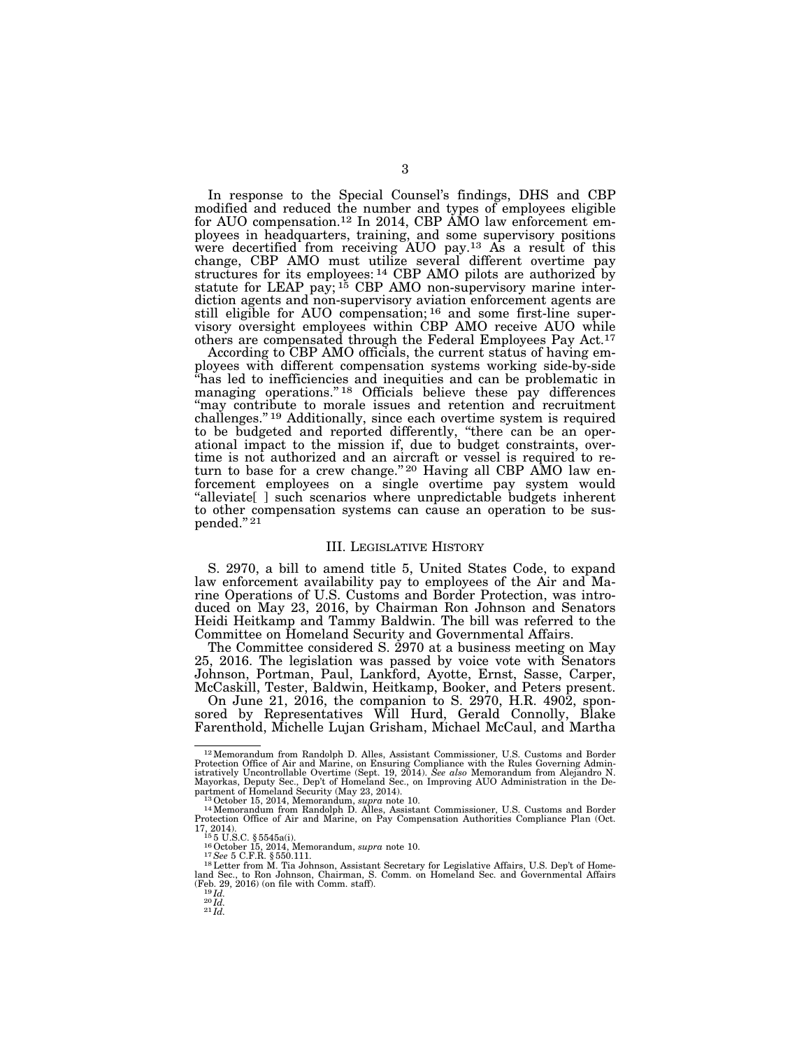In response to the Special Counsel's findings, DHS and CBP modified and reduced the number and types of employees eligible for AUO compensation.[12] In 2014, CBP AMO law enforcement employees in headquarters, training, and some supervisory positions were decertified from receiving AUO pay.[13] As a result of this change, CBP AMO must utilize several different overtime pay structures for its employees:[14] CBP AMO pilots are authorized by statute for LEAP pay;[15] CBP AMO non-supervisory marine interdiction agents and non-supervisory aviation enforcement agents are still eligible for AUO compensation;[16] and some first-line supervisory oversight employees within CBP AMO receive AUO while others are compensated through the Federal Employees Pay Act.[17]

According to CBP AMO officials, the current status of having employees with different compensation systems working side-by-side "has led to inefficiencies and inequities and can be problematic in managing operations."[18] Officials believe these pay differences "may contribute to morale issues and retention and recruitment challenges."[19] Additionally, since each overtime system is required to be budgeted and reported differently, "there can be an operational impact to the mission if, due to budget constraints, overtime is not authorized and an aircraft or vessel is required to return to base for a crew change."[20] Having all CBP AMO law enforcement employees on a single overtime pay system would "alleviate[ ] such scenarios where unpredictable budgets inherent to other compensation systems can cause an operation to be suspended."[21]

## III. Legislative History

S. 2970, a bill to amend title 5, United States Code, to expand law enforcement availability pay to employees of the Air and Marine Operations of U.S. Customs and Border Protection, was introduced on May 23, 2016, by Chairman Ron Johnson and Senators Heidi Heitkamp and Tammy Baldwin. The bill was referred to the Committee on Homeland Security and Governmental Affairs.

The Committee considered S. 2970 at a business meeting on May 25, 2016. The legislation was passed by voice vote with Senators Johnson, Portman, Paul, Lankford, Ayotte, Ernst, Sasse, Carper, McCaskill, Tester, Baldwin, Heitkamp, Booker, and Peters present.

On June 21, 2016, the companion to S. 2970, H.R. 4902, sponsored by Representatives Will Hurd, Gerald Connolly, Blake Farenthold, Michelle Lujan Grisham, Michael McCaul, and Martha

---

[12] Memorandum from Randolph D. Alles, Assistant Commissioner, U.S. Customs and Border Protection Office of Air and Marine, on Ensuring Compliance with the Rules Governing Administratively Uncontrollable Overtime (Sept. 19, 2014). *See also* Memorandum from Alejandro N. Mayorkas, Deputy Sec., Dep't of Homeland Sec., on Improving AUO Administration in the Department of Homeland Security (May 23, 2014).

[13] October 15, 2014, Memorandum, *supra* note 10.

[14] Memorandum from Randolph D. Alles, Assistant Commissioner, U.S. Customs and Border Protection Office of Air and Marine, on Pay Compensation Authorities Compliance Plan (Oct. 17, 2014).

[15] 5 U.S.C. §5545a(i).

[16] October 15, 2014, Memorandum, *supra* note 10.

[17] *See* 5 C.F.R. §550.111.

[18] Letter from M. Tia Johnson, Assistant Secretary for Legislative Affairs, U.S. Dep't of Homeland Sec., to Ron Johnson, Chairman, S. Comm. on Homeland Sec. and Governmental Affairs (Feb. 29, 2016) (on file with Comm. staff).

[19] *Id.*

[20] *Id.*

[21] *Id.*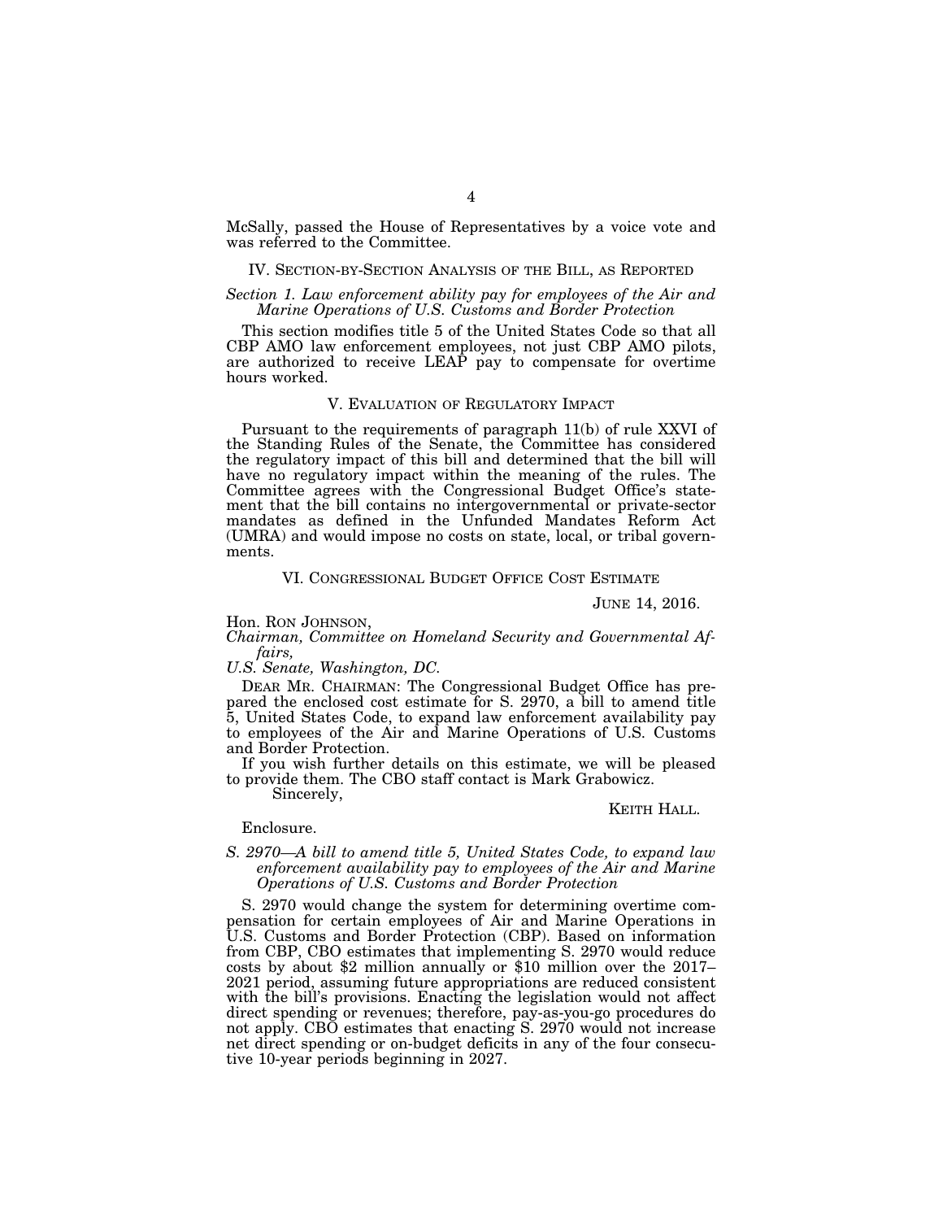McSally, passed the House of Representatives by a voice vote and was referred to the Committee.

## IV. SECTION-BY-SECTION ANALYSIS OF THE BILL, AS REPORTED

*Section 1. Law enforcement ability pay for employees of the Air and Marine Operations of U.S. Customs and Border Protection*

This section modifies title 5 of the United States Code so that all CBP AMO law enforcement employees, not just CBP AMO pilots, are authorized to receive LEAP pay to compensate for overtime hours worked.

## V. EVALUATION OF REGULATORY IMPACT

Pursuant to the requirements of paragraph 11(b) of rule XXVI of the Standing Rules of the Senate, the Committee has considered the regulatory impact of this bill and determined that the bill will have no regulatory impact within the meaning of the rules. The Committee agrees with the Congressional Budget Office's statement that the bill contains no intergovernmental or private-sector mandates as defined in the Unfunded Mandates Reform Act (UMRA) and would impose no costs on state, local, or tribal governments.

## VI. CONGRESSIONAL BUDGET OFFICE COST ESTIMATE

JUNE 14, 2016.

Hon. RON JOHNSON,
*Chairman, Committee on Homeland Security and Governmental Affairs,*
*U.S. Senate, Washington, DC.*

DEAR MR. CHAIRMAN: The Congressional Budget Office has prepared the enclosed cost estimate for S. 2970, a bill to amend title 5, United States Code, to expand law enforcement availability pay to employees of the Air and Marine Operations of U.S. Customs and Border Protection.

If you wish further details on this estimate, we will be pleased to provide them. The CBO staff contact is Mark Grabowicz.

Sincerely,

KEITH HALL.

Enclosure.

*S. 2970—A bill to amend title 5, United States Code, to expand law enforcement availability pay to employees of the Air and Marine Operations of U.S. Customs and Border Protection*

S. 2970 would change the system for determining overtime compensation for certain employees of Air and Marine Operations in U.S. Customs and Border Protection (CBP). Based on information from CBP, CBO estimates that implementing S. 2970 would reduce costs by about $2 million annually or $10 million over the 2017–2021 period, assuming future appropriations are reduced consistent with the bill's provisions. Enacting the legislation would not affect direct spending or revenues; therefore, pay-as-you-go procedures do not apply. CBO estimates that enacting S. 2970 would not increase net direct spending or on-budget deficits in any of the four consecutive 10-year periods beginning in 2027.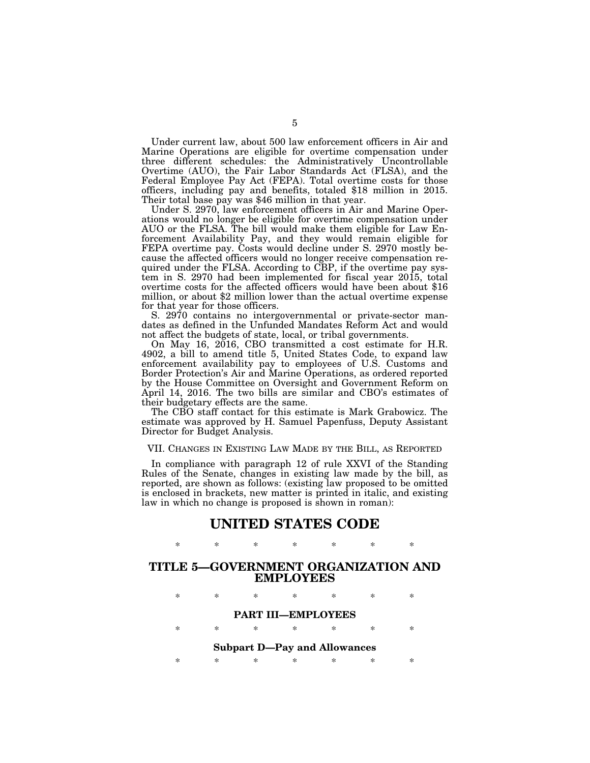Under current law, about 500 law enforcement officers in Air and Marine Operations are eligible for overtime compensation under three different schedules: the Administratively Uncontrollable Overtime (AUO), the Fair Labor Standards Act (FLSA), and the Federal Employee Pay Act (FEPA). Total overtime costs for those officers, including pay and benefits, totaled $18 million in 2015. Their total base pay was $46 million in that year.

Under S. 2970, law enforcement officers in Air and Marine Operations would no longer be eligible for overtime compensation under AUO or the FLSA. The bill would make them eligible for Law Enforcement Availability Pay, and they would remain eligible for FEPA overtime pay. Costs would decline under S. 2970 mostly because the affected officers would no longer receive compensation required under the FLSA. According to CBP, if the overtime pay system in S. 2970 had been implemented for fiscal year 2015, total overtime costs for the affected officers would have been about $16 million, or about $2 million lower than the actual overtime expense for that year for those officers.

S. 2970 contains no intergovernmental or private-sector mandates as defined in the Unfunded Mandates Reform Act and would not affect the budgets of state, local, or tribal governments.

On May 16, 2016, CBO transmitted a cost estimate for H.R. 4902, a bill to amend title 5, United States Code, to expand law enforcement availability pay to employees of U.S. Customs and Border Protection's Air and Marine Operations, as ordered reported by the House Committee on Oversight and Government Reform on April 14, 2016. The two bills are similar and CBO's estimates of their budgetary effects are the same.

The CBO staff contact for this estimate is Mark Grabowicz. The estimate was approved by H. Samuel Papenfuss, Deputy Assistant Director for Budget Analysis.

## VII. Changes in Existing Law Made by the Bill, as Reported

In compliance with paragraph 12 of rule XXVI of the Standing Rules of the Senate, changes in existing law made by the bill, as reported, are shown as follows: (existing law proposed to be omitted is enclosed in brackets, new matter is printed in italic, and existing law in which no change is proposed is shown in roman):

# UNITED STATES CODE

\* \* \* \* \* \* \*

# TITLE 5—GOVERNMENT ORGANIZATION AND EMPLOYEES

\* \* \* \* \* \* \*

## PART III—EMPLOYEES

\* \* \* \* \* \* \*

### Subpart D—Pay and Allowances

\* \* \* \* \* \* \*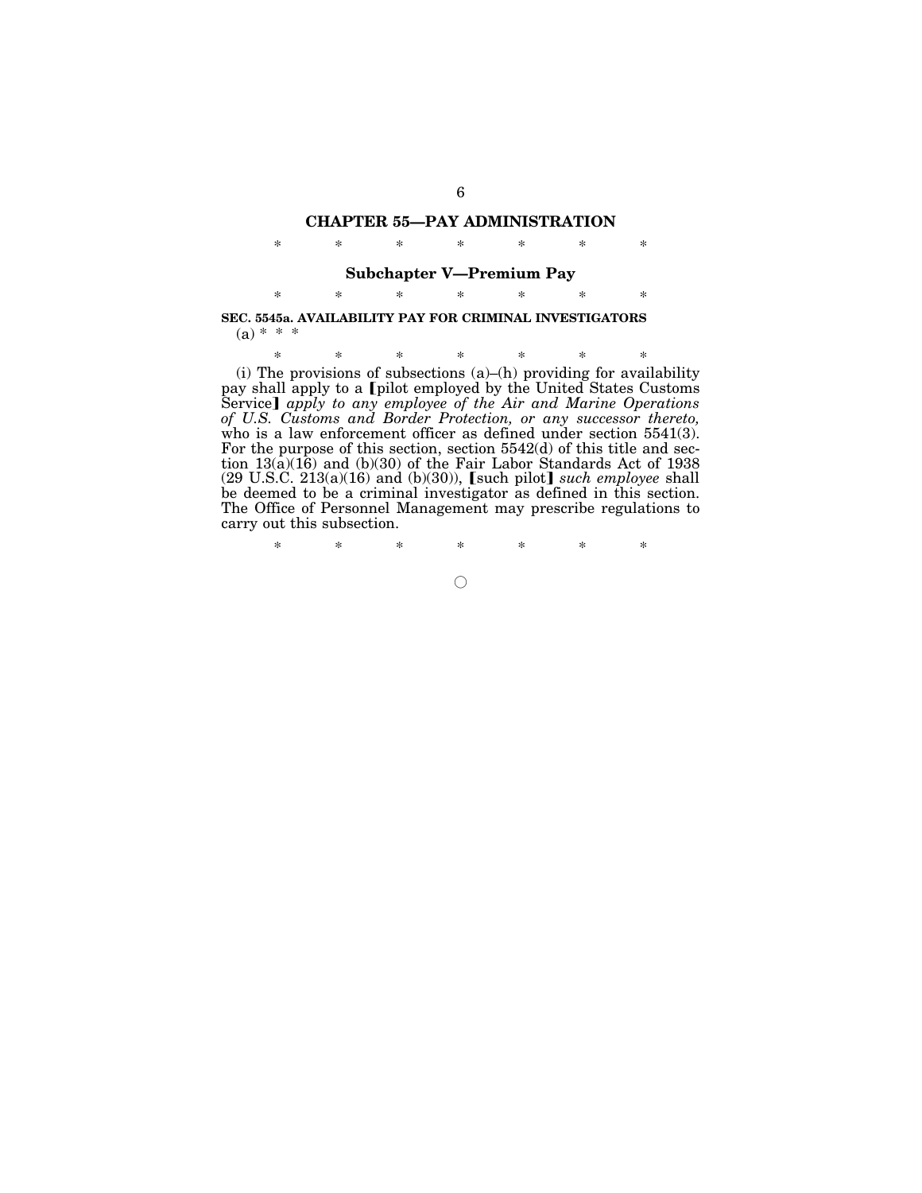## CHAPTER 55—PAY ADMINISTRATION

\* \* \* \* \* \* \*

### Subchapter V—Premium Pay

\* \* \* \* \* \* \*

**SEC. 5545a. AVAILABILITY PAY FOR CRIMINAL INVESTIGATORS**

(a) \* \* \*

\* \* \* \* \* \* \*

(i) The provisions of subsections (a)–(h) providing for availability pay shall apply to a ⟦pilot employed by the United States Customs Service⟧ *apply to any employee of the Air and Marine Operations of U.S. Customs and Border Protection, or any successor thereto,* who is a law enforcement officer as defined under section 5541(3). For the purpose of this section, section 5542(d) of this title and section 13(a)(16) and (b)(30) of the Fair Labor Standards Act of 1938 (29 U.S.C. 213(a)(16) and (b)(30)), ⟦such pilot⟧ *such employee* shall be deemed to be a criminal investigator as defined in this section. The Office of Personnel Management may prescribe regulations to carry out this subsection.

\* \* \* \* \* \* \*

○